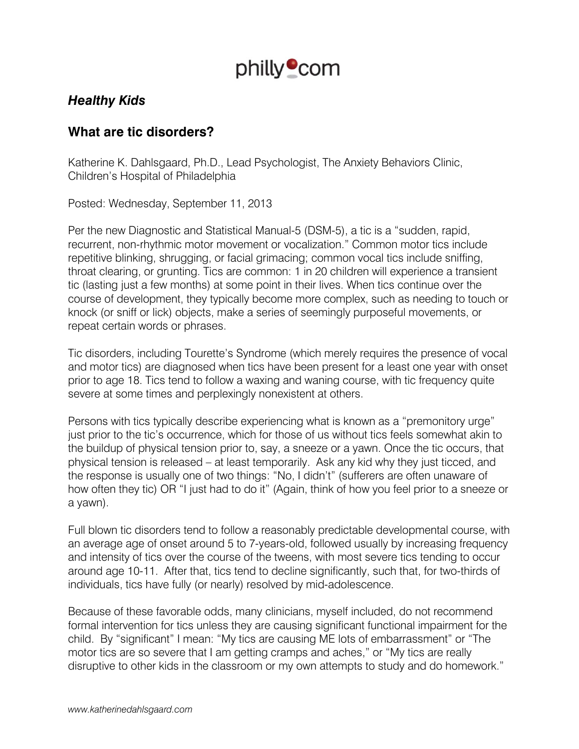philly.com

### *Healthy Kids*

## What are tic disorders?

Katherine K. Dahlsgaard, Ph.D., Lead Psychologist, The Anxiety Behaviors Clinic, Children's Hospital of Philadelphia

Posted: Wednesday, September 11, 2013

Per the new Diagnostic and Statistical Manual-5 (DSM-5), a tic is a "sudden, rapid, recurrent, non-rhythmic motor movement or vocalization." Common motor tics include repetitive blinking, shrugging, or facial grimacing; common vocal tics include sniffing, throat clearing, or grunting. Tics are common: 1 in 20 children will experience a transient tic (lasting just a few months) at some point in their lives. When tics continue over the course of development, they typically become more complex, such as needing to touch or knock (or sniff or lick) objects, make a series of seemingly purposeful movements, or repeat certain words or phrases.

Tic disorders, including Tourette's Syndrome (which merely requires the presence of vocal and motor tics) are diagnosed when tics have been present for a least one year with onset prior to age 18. Tics tend to follow a waxing and waning course, with tic frequency quite severe at some times and perplexingly nonexistent at others.

Persons with tics typically describe experiencing what is known as a "premonitory urge" just prior to the tic's occurrence, which for those of us without tics feels somewhat akin to the buildup of physical tension prior to, say, a sneeze or a yawn. Once the tic occurs, that physical tension is released – at least temporarily. Ask any kid why they just ticced, and the response is usually one of two things: "No, I didn't" (sufferers are often unaware of how often they tic) OR "I just had to do it" (Again, think of how you feel prior to a sneeze or a yawn).

Full blown tic disorders tend to follow a reasonably predictable developmental course, with an average age of onset around 5 to 7-years-old, followed usually by increasing frequency and intensity of tics over the course of the tweens, with most severe tics tending to occur around age 10-11. After that, tics tend to decline significantly, such that, for two-thirds of individuals, tics have fully (or nearly) resolved by mid-adolescence.

Because of these favorable odds, many clinicians, myself included, do not recommend formal intervention for tics unless they are causing significant functional impairment for the child. By "significant" I mean: "My tics are causing ME lots of embarrassment" or "The motor tics are so severe that I am getting cramps and aches," or "My tics are really disruptive to other kids in the classroom or my own attempts to study and do homework."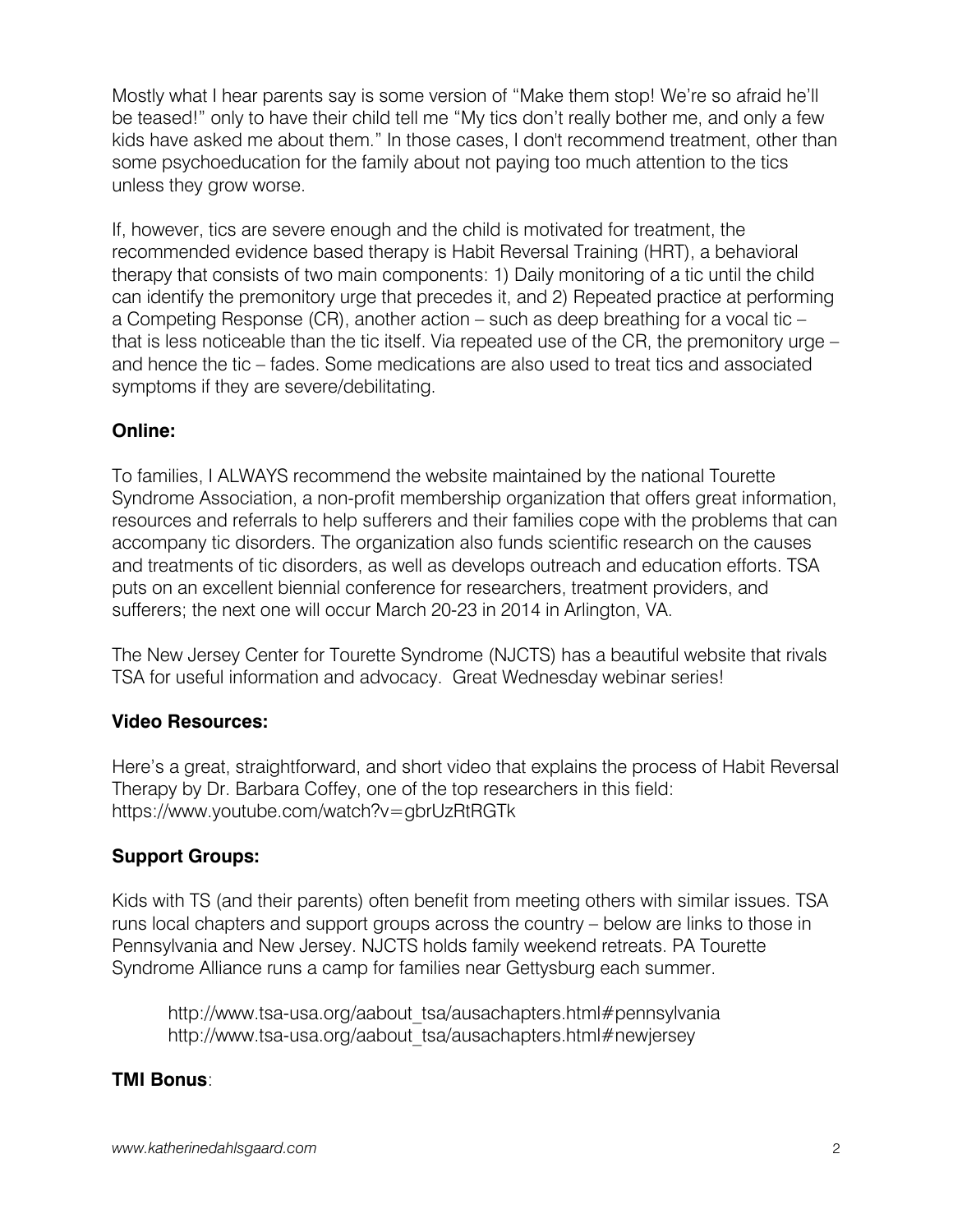Mostly what I hear parents say is some version of "Make them stop! We're so afraid he'll be teased!" only to have their child tell me "My tics don't really bother me, and only a few kids have asked me about them." In those cases, I don't recommend treatment, other than some psychoeducation for the family about not paying too much attention to the tics unless they grow worse.

If, however, tics are severe enough and the child is motivated for treatment, the recommended evidence based therapy is Habit Reversal Training (HRT), a behavioral therapy that consists of two main components: 1) Daily monitoring of a tic until the child can identify the premonitory urge that precedes it, and 2) Repeated practice at performing a Competing Response (CR), another action – such as deep breathing for a vocal tic – that is less noticeable than the tic itself. Via repeated use of the CR, the premonitory urge – and hence the tic – fades. Some medications are also used to treat tics and associated symptoms if they are severe/debilitating.

**Online:**

To families, I ALWAYS recommend the website maintained by the national Tourette Syndrome Association, a non-profit membership organization that offers great information, resources and referrals to help sufferers and their families cope with the problems that can accompany tic disorders. The organization also funds scientific research on the causes and treatments of tic disorders, as well as develops outreach and education efforts. TSA puts on an excellent biennial conference for researchers, treatment providers, and sufferers; the next one will occur March 20-23 in 2014 in Arlington, VA.

The New Jersey Center for Tourette Syndrome (NJCTS) has a beautiful website that rivals TSA for useful information and advocacy. Great Wednesday webinar series!

**Video Resources:**

Here's a great, straightforward, and short video that explains the process of Habit Reversal Therapy by Dr. Barbara Coffey, one of the top researchers in this field: https://www.youtube.com/watch?v=gbrUzRtRGTk

**Support Groups:**

Kids with TS (and their parents) often benefit from meeting others with similar issues. TSA runs local chapters and support groups across the country – below are links to those in Pennsylvania and New Jersey. NJCTS holds family weekend retreats. PA Tourette Syndrome Alliance runs a camp for families near Gettysburg each summer.

> http://www.tsa-usa.org/aabout_tsa/ausachapters.html#pennsylvania
> http://www.tsa-usa.org/aabout_tsa/ausachapters.html#newjersey

**TMI Bonus**: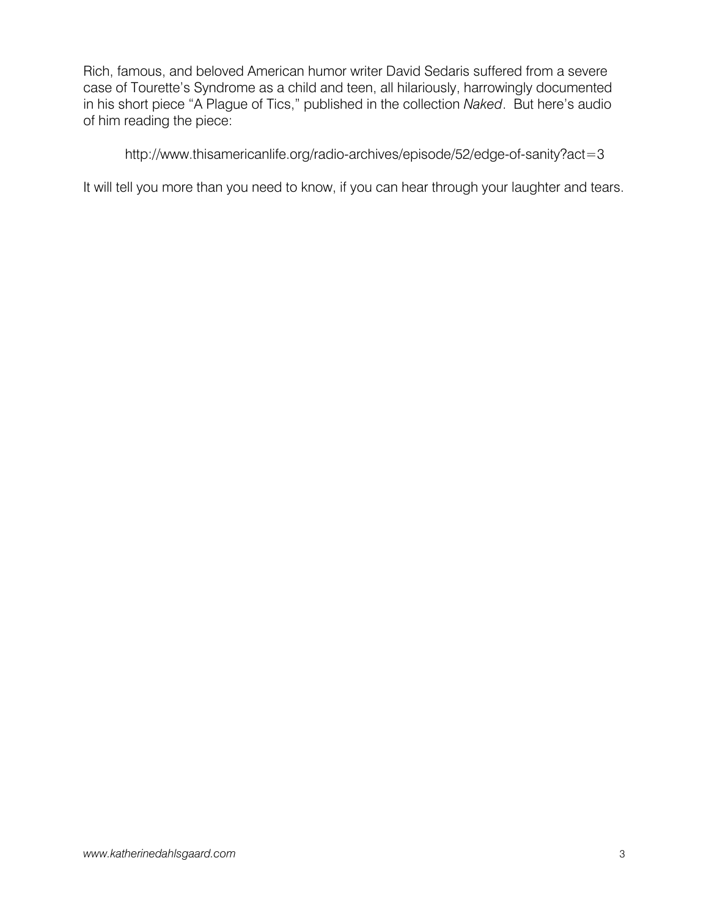Rich, famous, and beloved American humor writer David Sedaris suffered from a severe case of Tourette's Syndrome as a child and teen, all hilariously, harrowingly documented in his short piece "A Plague of Tics," published in the collection *Naked*. But here's audio of him reading the piece:

> http://www.thisamericanlife.org/radio-archives/episode/52/edge-of-sanity?act=3

It will tell you more than you need to know, if you can hear through your laughter and tears.